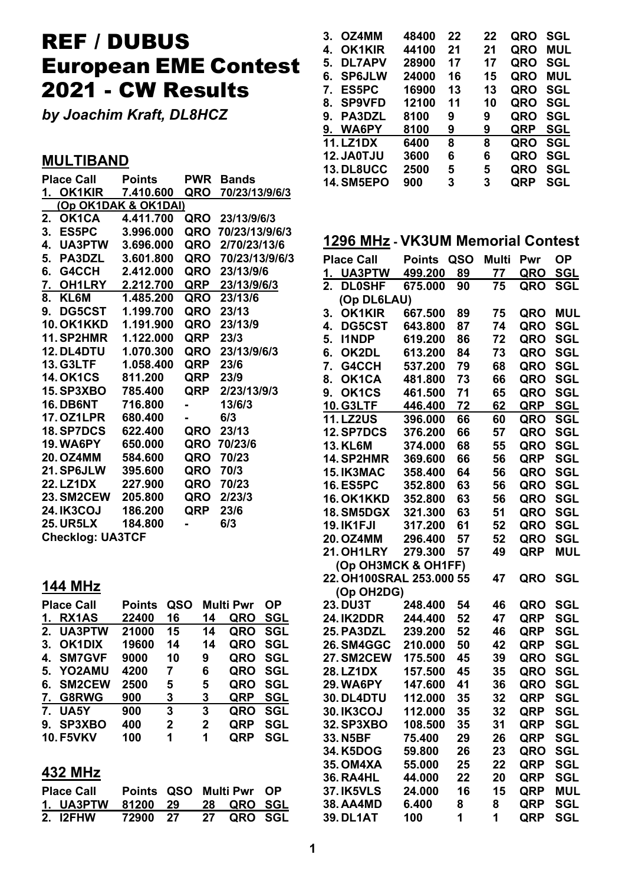# REF / DUBUS European EME Contest 2021 - CW Results

*by Joachim Kraft, DL8HCZ*

## MULTIBAND

| Place | Call | Points | PWR | Bands |
|---|---|---|---|---|
| 1. | OK1KIR | 7.410.600 | QRO | 70/23/13/9/6/3 |
| | (Op OK1DAK & OK1DAI) | | | |
| 2. | OK1CA | 4.411.700 | QRO | 23/13/9/6/3 |
| 3. | ES5PC | 3.996.000 | QRO | 70/23/13/9/6/3 |
| 4. | UA3PTW | 3.696.000 | QRO | 2/70/23/13/6 |
| 5. | PA3DZL | 3.601.800 | QRO | 70/23/13/9/6/3 |
| 6. | G4CCH | 2.412.000 | QRO | 23/13/9/6 |
| 7. | OH1LRY | 2.212.700 | QRP | 23/13/9/6/3 |
| 8. | KL6M | 1.485.200 | QRO | 23/13/6 |
| 9. | DG5CST | 1.199.700 | QRO | 23/13 |
| 10. | OK1KKD | 1.191.900 | QRO | 23/13/9 |
| 11. | SP2HMR | 1.122.000 | QRP | 23/3 |
| 12. | DL4DTU | 1.070.300 | QRO | 23/13/9/6/3 |
| 13. | G3LTF | 1.058.400 | QRP | 23/6 |
| 14. | OK1CS | 811.200 | QRP | 23/9 |
| 15. | SP3XBO | 785.400 | QRP | 2/23/13/9/3 |
| 16. | DB6NT | 716.800 | - | 13/6/3 |
| 17. | OZ1LPR | 680.400 | - | 6/3 |
| 18. | SP7DCS | 622.400 | QRO | 23/13 |
| 19. | WA6PY | 650.000 | QRO | 70/23/6 |
| 20. | OZ4MM | 584.600 | QRO | 70/23 |
| 21. | SP6JLW | 395.600 | QRO | 70/3 |
| 22. | LZ1DX | 227.900 | QRO | 70/23 |
| 23. | SM2CEW | 205.800 | QRO | 2/23/3 |
| 24. | IK3COJ | 186.200 | QRP | 23/6 |
| 25. | UR5LX | 184.800 | - | 6/3 |

Checklog: UA3TCF

## 144 MHz

| Place | Call | Points | QSO | Multi | Pwr | OP |
|---|---|---|---|---|---|---|
| 1. | RX1AS | 22400 | 16 | 14 | QRO | SGL |
| 2. | UA3PTW | 21000 | 15 | 14 | QRO | SGL |
| 3. | OK1DIX | 19600 | 14 | 14 | QRO | SGL |
| 4. | SM7GVF | 9000 | 10 | 9 | QRO | SGL |
| 5. | YO2AMU | 4200 | 7 | 6 | QRO | SGL |
| 6. | SM2CEW | 2500 | 5 | 5 | QRO | SGL |
| 7. | G8RWG | 900 | 3 | 3 | QRP | SGL |
| 7. | UA5Y | 900 | 3 | 3 | QRO | SGL |
| 9. | SP3XBO | 400 | 2 | 2 | QRP | SGL |
| 10. | F5VKV | 100 | 1 | 1 | QRP | SGL |

## 432 MHz

| Place | Call | Points | QSO | Multi | Pwr | OP |
|---|---|---|---|---|---|---|
| 1. | UA3PTW | 81200 | 29 | 28 | QRO | SGL |
| 2. | I2FHW | 72900 | 27 | 27 | QRO | SGL |
| 3. | OZ4MM | 48400 | 22 | 22 | QRO | SGL |
| 4. | OK1KIR | 44100 | 21 | 21 | QRO | MUL |
| 5. | DL7APV | 28900 | 17 | 17 | QRO | SGL |
| 6. | SP6JLW | 24000 | 16 | 15 | QRO | MUL |
| 7. | ES5PC | 16900 | 13 | 13 | QRO | SGL |
| 8. | SP9VFD | 12100 | 11 | 10 | QRO | SGL |
| 9. | PA3DZL | 8100 | 9 | 9 | QRO | SGL |
| 9. | WA6PY | 8100 | 9 | 9 | QRP | SGL |
| 11. | LZ1DX | 6400 | 8 | 8 | QRO | SGL |
| 12. | JA0TJU | 3600 | 6 | 6 | QRO | SGL |
| 13. | DL8UCC | 2500 | 5 | 5 | QRO | SGL |
| 14. | SM5EPO | 900 | 3 | 3 | QRP | SGL |

## 1296 MHz - VK3UM Memorial Contest

| Place | Call | Points | QSO | Multi | Pwr | OP |
|---|---|---|---|---|---|---|
| 1. | UA3PTW | 499.200 | 89 | 77 | QRO | SGL |
| 2. | DL0SHF | 675.000 | 90 | 75 | QRO | SGL |
| | (Op DL6LAU) | | | | | |
| 3. | OK1KIR | 667.500 | 89 | 75 | QRO | MUL |
| 4. | DG5CST | 643.800 | 87 | 74 | QRO | SGL |
| 5. | I1NDP | 619.200 | 86 | 72 | QRO | SGL |
| 6. | OK2DL | 613.200 | 84 | 73 | QRO | SGL |
| 7. | G4CCH | 537.200 | 79 | 68 | QRO | SGL |
| 8. | OK1CA | 481.800 | 73 | 66 | QRO | SGL |
| 9. | OK1CS | 461.500 | 71 | 65 | QRO | SGL |
| 10. | G3LTF | 446.400 | 72 | 62 | QRP | SGL |
| 11. | LZ2US | 396.000 | 66 | 60 | QRO | SGL |
| 12. | SP7DCS | 376.200 | 66 | 57 | QRO | SGL |
| 13. | KL6M | 374.000 | 68 | 55 | QRO | SGL |
| 14. | SP2HMR | 369.600 | 66 | 56 | QRP | SGL |
| 15. | IK3MAC | 358.400 | 64 | 56 | QRO | SGL |
| 16. | ES5PC | 352.800 | 63 | 56 | QRO | SGL |
| 16. | OK1KKD | 352.800 | 63 | 56 | QRO | SGL |
| 18. | SM5DGX | 321.300 | 63 | 51 | QRO | SGL |
| 19. | IK1FJI | 317.200 | 61 | 52 | QRO | SGL |
| 20. | OZ4MM | 296.400 | 57 | 52 | QRO | SGL |
| 21. | OH1LRY | 279.300 | 57 | 49 | QRP | MUL |
| | (Op OH3MCK & OH1FF) | | | | | |
| 22. | OH100SRAL | 253.000 | 55 | 47 | QRO | SGL |
| | (Op OH2DG) | | | | | |
| 23. | DU3T | 248.400 | 54 | 46 | QRO | SGL |
| 24. | IK2DDR | 244.400 | 52 | 47 | QRP | SGL |
| 25. | PA3DZL | 239.200 | 52 | 46 | QRP | SGL |
| 26. | SM4GGC | 210.000 | 50 | 42 | QRP | SGL |
| 27. | SM2CEW | 175.500 | 45 | 39 | QRO | SGL |
| 28. | LZ1DX | 157.500 | 45 | 35 | QRO | SGL |
| 29. | WA6PY | 147.600 | 41 | 36 | QRO | SGL |
| 30. | DL4DTU | 112.000 | 35 | 32 | QRP | SGL |
| 30. | IK3COJ | 112.000 | 35 | 32 | QRP | SGL |
| 32. | SP3XBO | 108.500 | 35 | 31 | QRP | SGL |
| 33. | N5BF | 75.400 | 29 | 26 | QRP | SGL |
| 34. | K5DOG | 59.800 | 26 | 23 | QRO | SGL |
| 35. | OM4XA | 55.000 | 25 | 22 | QRP | SGL |
| 36. | RA4HL | 44.000 | 22 | 20 | QRP | SGL |
| 37. | IK5VLS | 24.000 | 16 | 15 | QRP | MUL |
| 38. | AA4MD | 6.400 | 8 | 8 | QRP | SGL |
| 39. | DL1AT | 100 | 1 | 1 | QRP | SGL |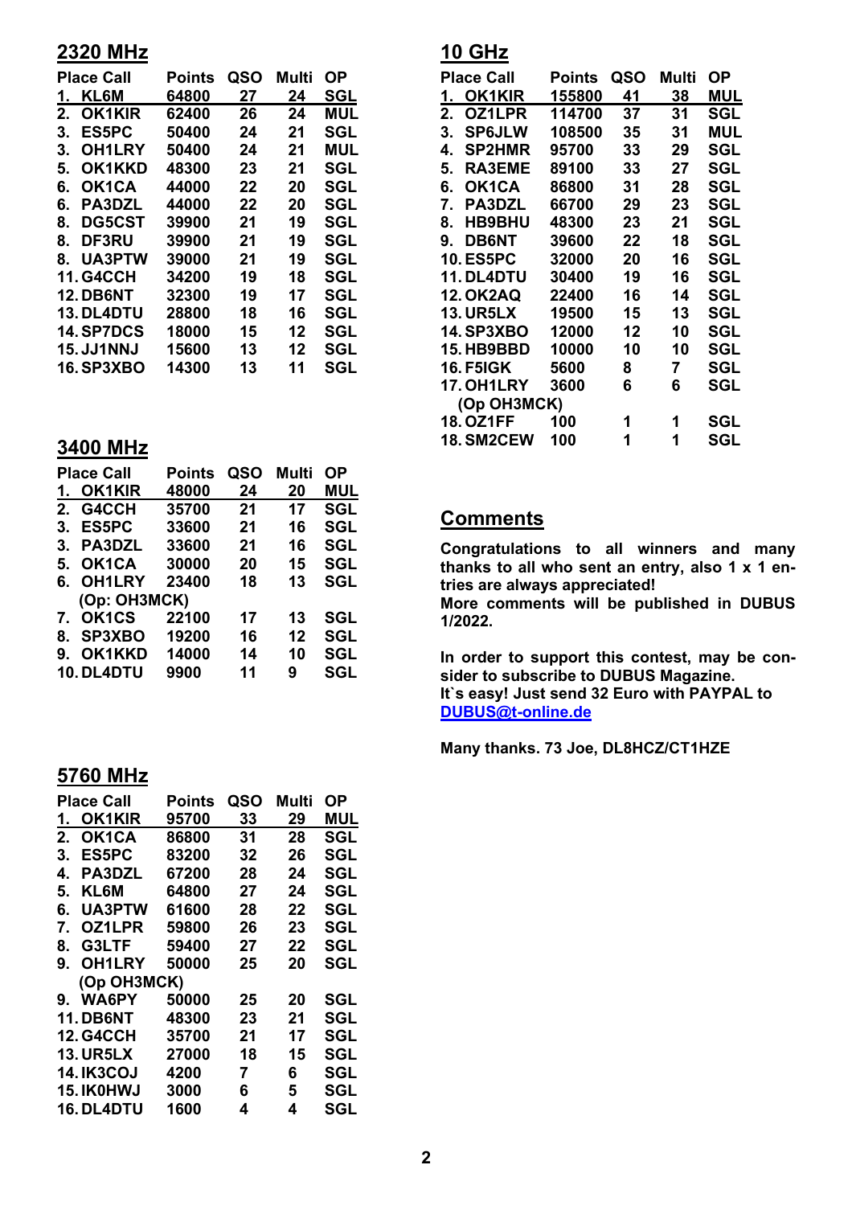## 2320 MHz

| Place | Call | Points | QSO | Multi | OP |
|---|---|---|---|---|---|
| 1. | KL6M | 64800 | 27 | 24 | SGL |
| 2. | OK1KIR | 62400 | 26 | 24 | MUL |
| 3. | ES5PC | 50400 | 24 | 21 | SGL |
| 3. | OH1LRY | 50400 | 24 | 21 | MUL |
| 5. | OK1KKD | 48300 | 23 | 21 | SGL |
| 6. | OK1CA | 44000 | 22 | 20 | SGL |
| 6. | PA3DZL | 44000 | 22 | 20 | SGL |
| 8. | DG5CST | 39900 | 21 | 19 | SGL |
| 8. | DF3RU | 39900 | 21 | 19 | SGL |
| 8. | UA3PTW | 39000 | 21 | 19 | SGL |
| 11. | G4CCH | 34200 | 19 | 18 | SGL |
| 12. | DB6NT | 32300 | 19 | 17 | SGL |
| 13. | DL4DTU | 28800 | 18 | 16 | SGL |
| 14. | SP7DCS | 18000 | 15 | 12 | SGL |
| 15. | JJ1NNJ | 15600 | 13 | 12 | SGL |
| 16. | SP3XBO | 14300 | 13 | 11 | SGL |

## 3400 MHz

| Place | Call | Points | QSO | Multi | OP |
|---|---|---|---|---|---|
| 1. | OK1KIR | 48000 | 24 | 20 | MUL |
| 2. | G4CCH | 35700 | 21 | 17 | SGL |
| 3. | ES5PC | 33600 | 21 | 16 | SGL |
| 3. | PA3DZL | 33600 | 21 | 16 | SGL |
| 5. | OK1CA | 30000 | 20 | 15 | SGL |
| 6. | OH1LRY (Op: OH3MCK) | 23400 | 18 | 13 | SGL |
| 7. | OK1CS | 22100 | 17 | 13 | SGL |
| 8. | SP3XBO | 19200 | 16 | 12 | SGL |
| 9. | OK1KKD | 14000 | 14 | 10 | SGL |
| 10. | DL4DTU | 9900 | 11 | 9 | SGL |

## 5760 MHz

| Place | Call | Points | QSO | Multi | OP |
|---|---|---|---|---|---|
| 1. | OK1KIR | 95700 | 33 | 29 | MUL |
| 2. | OK1CA | 86800 | 31 | 28 | SGL |
| 3. | ES5PC | 83200 | 32 | 26 | SGL |
| 4. | PA3DZL | 67200 | 28 | 24 | SGL |
| 5. | KL6M | 64800 | 27 | 24 | SGL |
| 6. | UA3PTW | 61600 | 28 | 22 | SGL |
| 7. | OZ1LPR | 59800 | 26 | 23 | SGL |
| 8. | G3LTF | 59400 | 27 | 22 | SGL |
| 9. | OH1LRY (Op OH3MCK) | 50000 | 25 | 20 | SGL |
| 9. | WA6PY | 50000 | 25 | 20 | SGL |
| 11. | DB6NT | 48300 | 23 | 21 | SGL |
| 12. | G4CCH | 35700 | 21 | 17 | SGL |
| 13. | UR5LX | 27000 | 18 | 15 | SGL |
| 14. | IK3COJ | 4200 | 7 | 6 | SGL |
| 15. | IK0HWJ | 3000 | 6 | 5 | SGL |
| 16. | DL4DTU | 1600 | 4 | 4 | SGL |

## 10 GHz

| Place | Call | Points | QSO | Multi | OP |
|---|---|---|---|---|---|
| 1. | OK1KIR | 155800 | 41 | 38 | MUL |
| 2. | OZ1LPR | 114700 | 37 | 31 | SGL |
| 3. | SP6JLW | 108500 | 35 | 31 | MUL |
| 4. | SP2HMR | 95700 | 33 | 29 | SGL |
| 5. | RA3EME | 89100 | 33 | 27 | SGL |
| 6. | OK1CA | 86800 | 31 | 28 | SGL |
| 7. | PA3DZL | 66700 | 29 | 23 | SGL |
| 8. | HB9BHU | 48300 | 23 | 21 | SGL |
| 9. | DB6NT | 39600 | 22 | 18 | SGL |
| 10. | ES5PC | 32000 | 20 | 16 | SGL |
| 11. | DL4DTU | 30400 | 19 | 16 | SGL |
| 12. | OK2AQ | 22400 | 16 | 14 | SGL |
| 13. | UR5LX | 19500 | 15 | 13 | SGL |
| 14. | SP3XBO | 12000 | 12 | 10 | SGL |
| 15. | HB9BBD | 10000 | 10 | 10 | SGL |
| 16. | F5IGK | 5600 | 8 | 7 | SGL |
| 17. | OH1LRY (Op OH3MCK) | 3600 | 6 | 6 | SGL |
| 18. | OZ1FF | 100 | 1 | 1 | SGL |
| 18. | SM2CEW | 100 | 1 | 1 | SGL |

## Comments

**Congratulations to all winners and many thanks to all who sent an entry, also 1 x 1 entries are always appreciated!**
**More comments will be published in DUBUS 1/2022.**

**In order to support this contest, may be consider to subscribe to DUBUS Magazine.**
**It`s easy! Just send 32 Euro with PAYPAL to DUBUS@t-online.de**

**Many thanks. 73 Joe, DL8HCZ/CT1HZE**